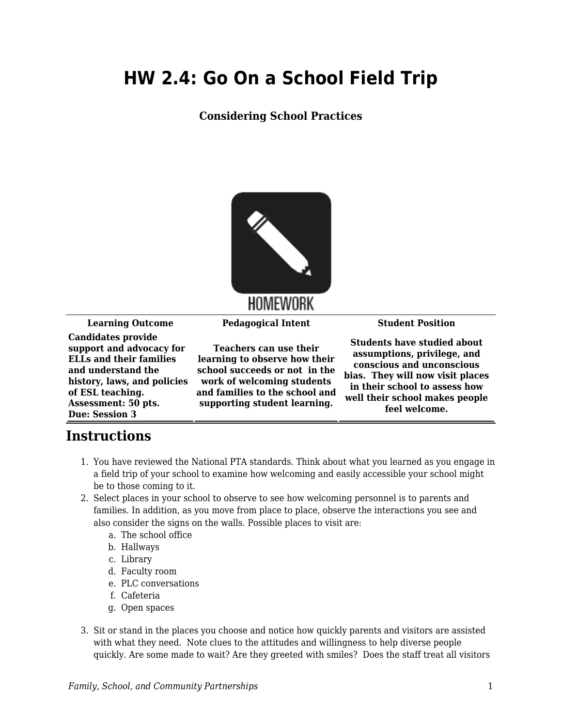# HW 2.4: Go On a School Field Trip

**Considering School Practices**

| Learning Outcome | Pedagogical Intent | Student Position |
|---|---|---|
| **Candidates provide support and advocacy for ELLs and their families and understand the history, laws, and policies of ESL teaching. Assessment: 50 pts. Due: Session 3** | **Teachers can use their learning to observe how their school succeeds or not in the work of welcoming students and families to the school and supporting student learning.** | **Students have studied about assumptions, privilege, and conscious and unconscious bias. They will now visit places in their school to assess how well their school makes people feel welcome.** |

## Instructions

1. You have reviewed the National PTA standards. Think about what you learned as you engage in a field trip of your school to examine how welcoming and easily accessible your school might be to those coming to it.
2. Select places in your school to observe to see how welcoming personnel is to parents and families. In addition, as you move from place to place, observe the interactions you see and also consider the signs on the walls. Possible places to visit are:
   a. The school office
   b. Hallways
   c. Library
   d. Faculty room
   e. PLC conversations
   f. Cafeteria
   g. Open spaces
3. Sit or stand in the places you choose and notice how quickly parents and visitors are assisted with what they need. Note clues to the attitudes and willingness to help diverse people quickly. Are some made to wait? Are they greeted with smiles? Does the staff treat all visitors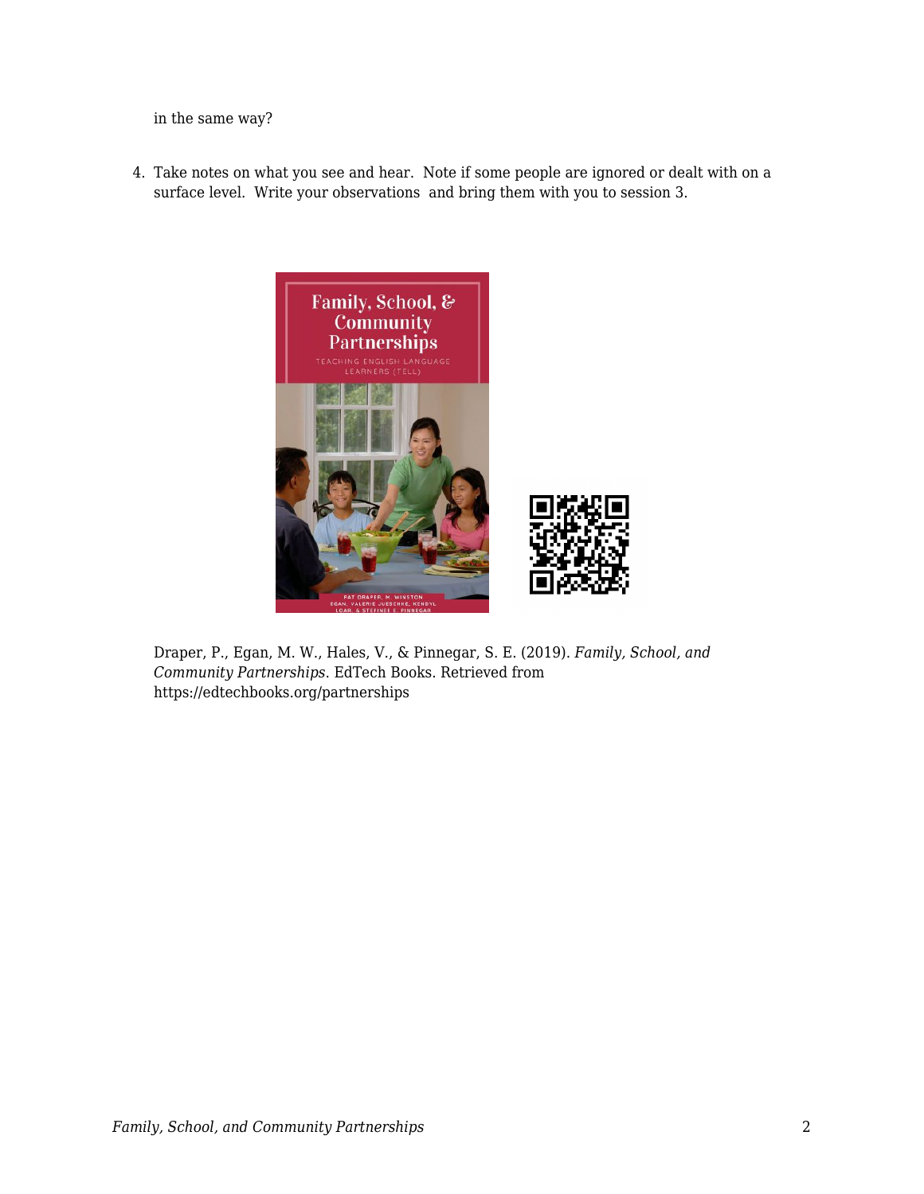in the same way?

4. Take notes on what you see and hear. Note if some people are ignored or dealt with on a surface level. Write your observations and bring them with you to session 3.

Draper, P., Egan, M. W., Hales, V., & Pinnegar, S. E. (2019). *Family, School, and Community Partnerships*. EdTech Books. Retrieved from https://edtechbooks.org/partnerships